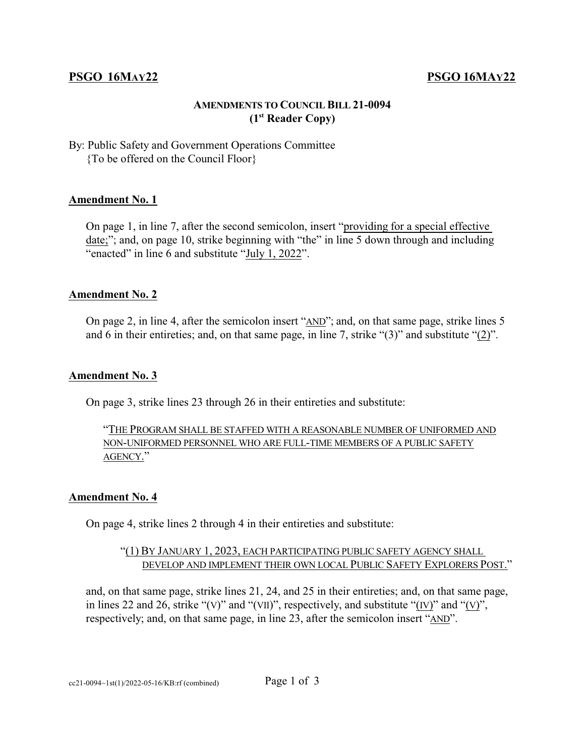**PSGO 16MAY22** **PSGO 16MAY22**

**AMENDMENTS TO COUNCIL BILL 21-0094**
**(1st Reader Copy)**

By: Public Safety and Government Operations Committee
{To be offered on the Council Floor}

**Amendment No. 1**

On page 1, in line 7, after the second semicolon, insert "providing for a special effective date;"; and, on page 10, strike beginning with "the" in line 5 down through and including "enacted" in line 6 and substitute "July 1, 2022".

**Amendment No. 2**

On page 2, in line 4, after the semicolon insert "AND"; and, on that same page, strike lines 5 and 6 in their entireties; and, on that same page, in line 7, strike "(3)" and substitute "(2)".

**Amendment No. 3**

On page 3, strike lines 23 through 26 in their entireties and substitute:

"THE PROGRAM SHALL BE STAFFED WITH A REASONABLE NUMBER OF UNIFORMED AND NON-UNIFORMED PERSONNEL WHO ARE FULL-TIME MEMBERS OF A PUBLIC SAFETY AGENCY."

**Amendment No. 4**

On page 4, strike lines 2 through 4 in their entireties and substitute:

"(1) BY JANUARY 1, 2023, EACH PARTICIPATING PUBLIC SAFETY AGENCY SHALL DEVELOP AND IMPLEMENT THEIR OWN LOCAL PUBLIC SAFETY EXPLORERS POST."

and, on that same page, strike lines 21, 24, and 25 in their entireties; and, on that same page, in lines 22 and 26, strike "(V)" and "(VII)", respectively, and substitute "(IV)" and "(V)", respectively; and, on that same page, in line 23, after the semicolon insert "AND".

cc21-0094~1st(1)/2022-05-16/KB:rf (combined)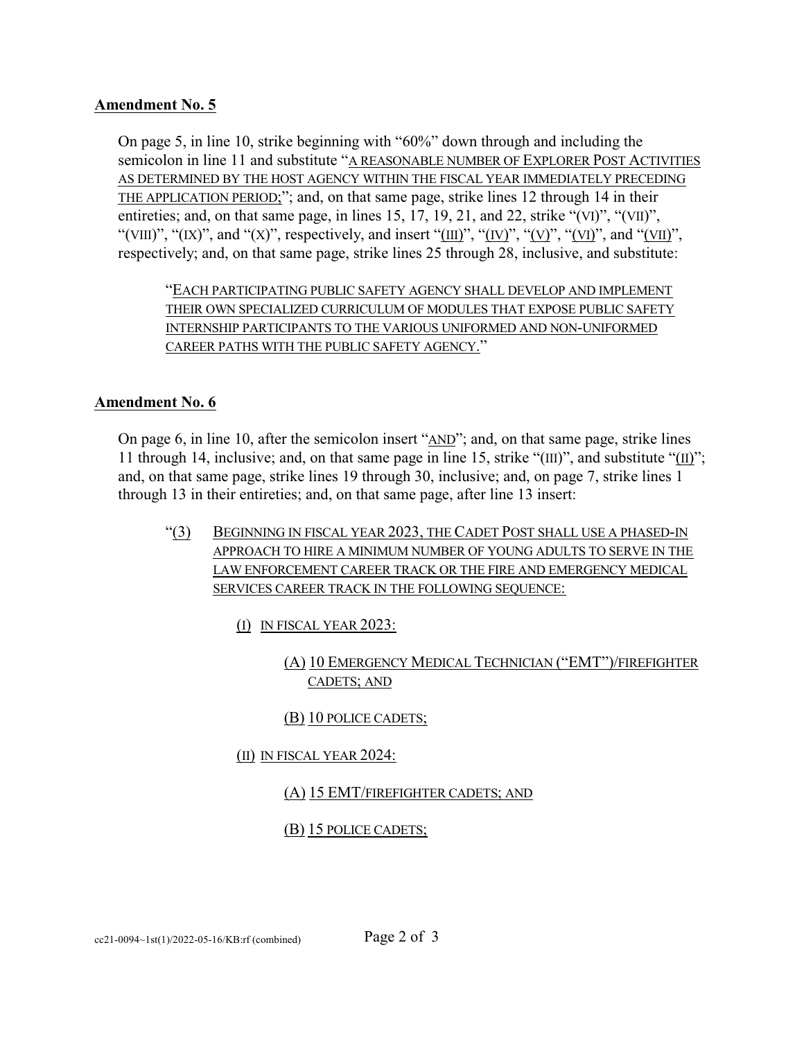**Amendment No. 5**

On page 5, in line 10, strike beginning with "60%" down through and including the semicolon in line 11 and substitute "A REASONABLE NUMBER OF EXPLORER POST ACTIVITIES AS DETERMINED BY THE HOST AGENCY WITHIN THE FISCAL YEAR IMMEDIATELY PRECEDING THE APPLICATION PERIOD;"; and, on that same page, strike lines 12 through 14 in their entireties; and, on that same page, in lines 15, 17, 19, 21, and 22, strike "(VI)", "(VII)", "(VIII)", "(IX)", and "(X)", respectively, and insert "(III)", "(IV)", "(V)", "(VI)", and "(VII)", respectively; and, on that same page, strike lines 25 through 28, inclusive, and substitute:

> "EACH PARTICIPATING PUBLIC SAFETY AGENCY SHALL DEVELOP AND IMPLEMENT THEIR OWN SPECIALIZED CURRICULUM OF MODULES THAT EXPOSE PUBLIC SAFETY INTERNSHIP PARTICIPANTS TO THE VARIOUS UNIFORMED AND NON-UNIFORMED CAREER PATHS WITH THE PUBLIC SAFETY AGENCY."

**Amendment No. 6**

On page 6, in line 10, after the semicolon insert "AND"; and, on that same page, strike lines 11 through 14, inclusive; and, on that same page in line 15, strike "(III)", and substitute "(II)"; and, on that same page, strike lines 19 through 30, inclusive; and, on page 7, strike lines 1 through 13 in their entireties; and, on that same page, after line 13 insert:

"(3) BEGINNING IN FISCAL YEAR 2023, THE CADET POST SHALL USE A PHASED-IN APPROACH TO HIRE A MINIMUM NUMBER OF YOUNG ADULTS TO SERVE IN THE LAW ENFORCEMENT CAREER TRACK OR THE FIRE AND EMERGENCY MEDICAL SERVICES CAREER TRACK IN THE FOLLOWING SEQUENCE:

(I) IN FISCAL YEAR 2023:

(A) 10 EMERGENCY MEDICAL TECHNICIAN ("EMT")/FIREFIGHTER CADETS; AND

(B) 10 POLICE CADETS;

(II) IN FISCAL YEAR 2024:

(A) 15 EMT/FIREFIGHTER CADETS; AND

(B) 15 POLICE CADETS;

cc21-0094~1st(1)/2022-05-16/KB:rf (combined)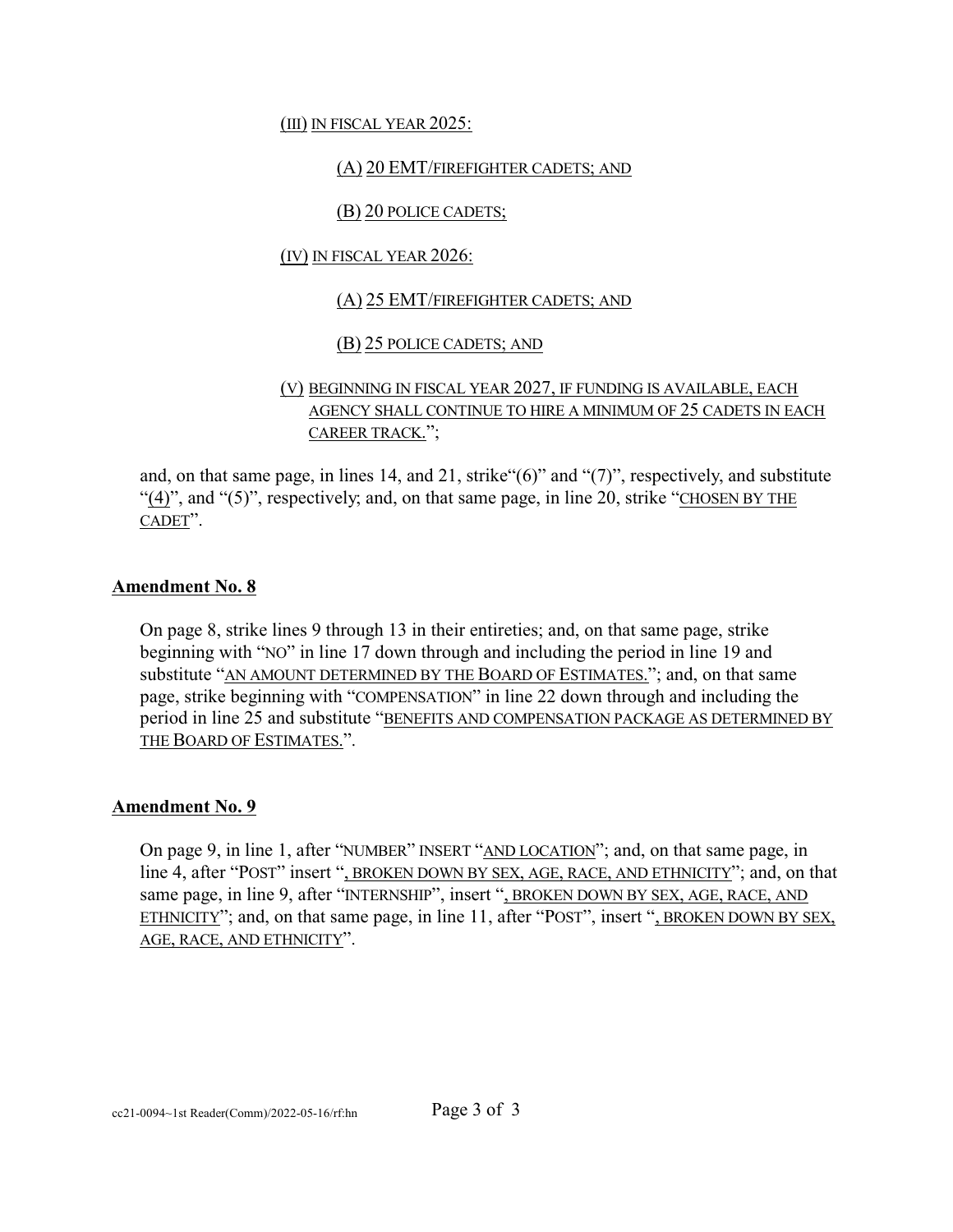(III) IN FISCAL YEAR 2025:

(A) 20 EMT/FIREFIGHTER CADETS; AND

(B) 20 POLICE CADETS;

(IV) IN FISCAL YEAR 2026:

(A) 25 EMT/FIREFIGHTER CADETS; AND

(B) 25 POLICE CADETS; AND

(V) BEGINNING IN FISCAL YEAR 2027, IF FUNDING IS AVAILABLE, EACH AGENCY SHALL CONTINUE TO HIRE A MINIMUM OF 25 CADETS IN EACH CAREER TRACK.";

and, on that same page, in lines 14, and 21, strike "(6)" and "(7)", respectively, and substitute "(4)", and "(5)", respectively; and, on that same page, in line 20, strike "CHOSEN BY THE CADET".

## Amendment No. 8

On page 8, strike lines 9 through 13 in their entireties; and, on that same page, strike beginning with "NO" in line 17 down through and including the period in line 19 and substitute "AN AMOUNT DETERMINED BY THE BOARD OF ESTIMATES."; and, on that same page, strike beginning with "COMPENSATION" in line 22 down through and including the period in line 25 and substitute "BENEFITS AND COMPENSATION PACKAGE AS DETERMINED BY THE BOARD OF ESTIMATES.".

## Amendment No. 9

On page 9, in line 1, after "NUMBER" INSERT "AND LOCATION"; and, on that same page, in line 4, after "POST" insert ", BROKEN DOWN BY SEX, AGE, RACE, AND ETHNICITY"; and, on that same page, in line 9, after "INTERNSHIP", insert ", BROKEN DOWN BY SEX, AGE, RACE, AND ETHNICITY"; and, on that same page, in line 11, after "POST", insert ", BROKEN DOWN BY SEX, AGE, RACE, AND ETHNICITY".

cc21-0094~1st Reader(Comm)/2022-05-16/rf:hn